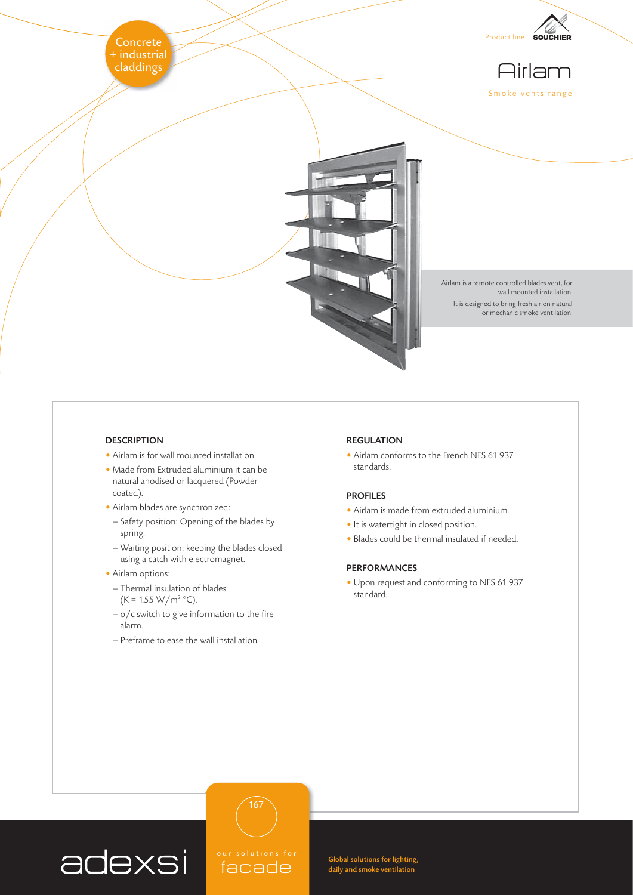Concrete + industrial claddings

Product line SOUCHIER

# Airlam

Smoke vents range

Airlam is a remote controlled blades vent, for wall mounted installation.

It is designed to bring fresh air on natural or mechanic smoke ventilation.

## DESCRIPTION

- Airlam is for wall mounted installation.
- Made from Extruded aluminium it can be natural anodised or lacquered (Powder coated).
- Airlam blades are synchronized:
  - Safety position: Opening of the blades by spring.
  - Waiting position: keeping the blades closed using a catch with electromagnet.
- Airlam options:
  - Thermal insulation of blades (K = 1.55 W/m² °C).
  - o/c switch to give information to the fire alarm.
  - Preframe to ease the wall installation.

## REGULATION

- Airlam conforms to the French NFS 61 937 standards.

## PROFILES

- Airlam is made from extruded aluminium.
- It is watertight in closed position.
- Blades could be thermal insulated if needed.

## PERFORMANCES

- Upon request and conforming to NFS 61 937 standard.

adexsi

our solutions for facade

Global solutions for lighting, daily and smoke ventilation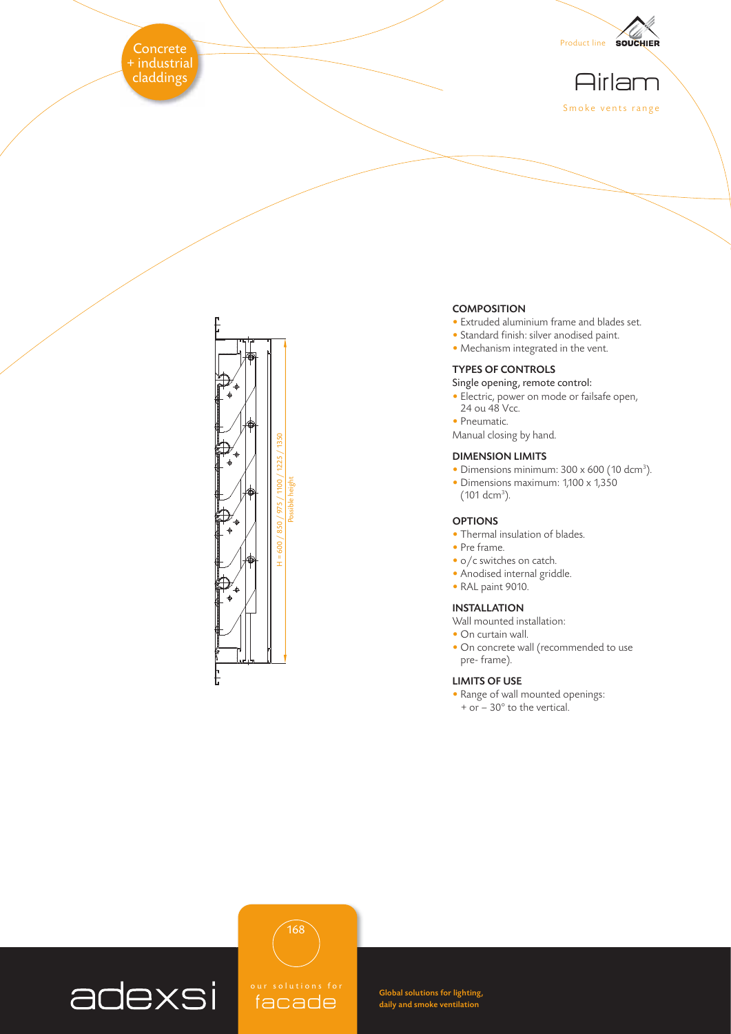Concrete + industrial claddings

Product line SOUCHIER

# Airlam

Smoke vents range

H = 600 / 850 / 975 / 1100 / 1225 / 1350
Possible height

### COMPOSITION

- Extruded aluminium frame and blades set.
- Standard finish: silver anodised paint.
- Mechanism integrated in the vent.

### TYPES OF CONTROLS

Single opening, remote control:

- Electric, power on mode or failsafe open, 24 ou 48 Vcc.
- Pneumatic.

Manual closing by hand.

### DIMENSION LIMITS

- Dimensions minimum: 300 x 600 (10 $dcm^3$).
- Dimensions maximum: 1,100 x 1,350 (101 $dcm^3$).

### OPTIONS

- Thermal insulation of blades.
- Pre frame.
- o/c switches on catch.
- Anodised internal griddle.
- RAL paint 9010.

### INSTALLATION

Wall mounted installation:

- On curtain wall.
- On concrete wall (recommended to use pre- frame).

### LIMITS OF USE

- Range of wall mounted openings: + or – 30° to the vertical.

adexsi

our solutions for facade

Global solutions for lighting, daily and smoke ventilation